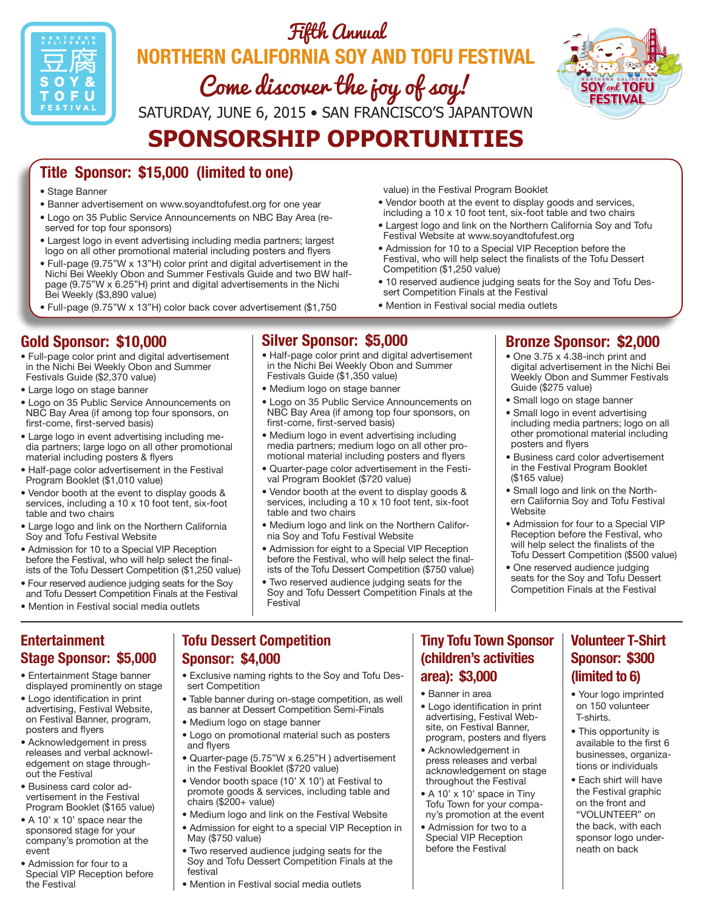Fifth Annual

# NORTHERN CALIFORNIA SOY AND TOFU FESTIVAL

Come discover the joy of soy!

SATURDAY, JUNE 6, 2015 • SAN FRANCISCO'S JAPANTOWN

# SPONSORSHIP OPPORTUNITIES

## Title Sponsor: $15,000 (limited to one)

- Stage Banner
- Banner advertisement on www.soyandtofufest.org for one year
- Logo on 35 Public Service Announcements on NBC Bay Area (reserved for top four sponsors)
- Largest logo in event advertising including media partners; largest logo on all other promotional material including posters and flyers
- Full-page (9.75"W x 13"H) color print and digital advertisement in the Nichi Bei Weekly Obon and Summer Festivals Guide and two BW half-page (9.75"W x 6.25"H) print and digital advertisements in the Nichi Bei Weekly ($3,890 value)
- Full-page (9.75"W x 13"H) color back cover advertisement ($1,750 value) in the Festival Program Booklet
- Vendor booth at the event to display goods and services, including a 10 x 10 foot tent, six-foot table and two chairs
- Largest logo and link on the Northern California Soy and Tofu Festival Website at www.soyandtofufest.org
- Admission for 10 to a Special VIP Reception before the Festival, who will help select the finalists of the Tofu Dessert Competition ($1,250 value)
- 10 reserved audience judging seats for the Soy and Tofu Dessert Competition Finals at the Festival
- Mention in Festival social media outlets

## Gold Sponsor: $10,000

- Full-page color print and digital advertisement in the Nichi Bei Weekly Obon and Summer Festivals Guide ($2,370 value)
- Large logo on stage banner
- Logo on 35 Public Service Announcements on NBC Bay Area (if among top four sponsors, on first-come, first-served basis)
- Large logo in event advertising including media partners; large logo on all other promotional material including posters & flyers
- Half-page color advertisement in the Festival Program Booklet ($1,010 value)
- Vendor booth at the event to display goods & services, including a 10 x 10 foot tent, six-foot table and two chairs
- Large logo and link on the Northern California Soy and Tofu Festival Website
- Admission for 10 to a Special VIP Reception before the Festival, who will help select the finalists of the Tofu Dessert Competition ($1,250 value)
- Four reserved audience judging seats for the Soy and Tofu Dessert Competition Finals at the Festival
- Mention in Festival social media outlets

## Silver Sponsor: $5,000

- Half-page color print and digital advertisement in the Nichi Bei Weekly Obon and Summer Festivals Guide ($1,350 value)
- Medium logo on stage banner
- Logo on 35 Public Service Announcements on NBC Bay Area (if among top four sponsors, on first-come, first-served basis)
- Medium logo in event advertising including media partners; medium logo on all other promotional material including posters and flyers
- Quarter-page color advertisement in the Festival Program Booklet ($720 value)
- Vendor booth at the event to display goods & services, including a 10 x 10 foot tent, six-foot table and two chairs
- Medium logo and link on the Northern California Soy and Tofu Festival Website
- Admission for eight to a Special VIP Reception before the Festival, who will help select the finalists of the Tofu Dessert Competition ($750 value)
- Two reserved audience judging seats for the Soy and Tofu Dessert Competition Finals at the Festival

## Bronze Sponsor: $2,000

- One 3.75 x 4.38-inch print and digital advertisement in the Nichi Bei Weekly Obon and Summer Festivals Guide ($275 value)
- Small logo on stage banner
- Small logo in event advertising including media partners; logo on all other promotional material including posters and flyers
- Business card color advertisement in the Festival Program Booklet ($165 value)
- Small logo and link on the Northern California Soy and Tofu Festival Website
- Admission for four to a Special VIP Reception before the Festival, who will help select the finalists of the Tofu Dessert Competition ($500 value)
- One reserved audience judging seats for the Soy and Tofu Dessert Competition Finals at the Festival

## Entertainment Stage Sponsor: $5,000

- Entertainment Stage banner displayed prominently on stage
- Logo identification in print advertising, Festival Website, on Festival Banner, program, posters and flyers
- Acknowledgement in press releases and verbal acknowledgement on stage throughout the Festival
- Business card color advertisement in the Festival Program Booklet ($165 value)
- A 10' x 10' space near the sponsored stage for your company's promotion at the event
- Admission for four to a Special VIP Reception before the Festival

## Tofu Dessert Competition Sponsor: $4,000

- Exclusive naming rights to the Soy and Tofu Dessert Competition
- Table banner during on-stage competition, as well as banner at Dessert Competition Semi-Finals
- Medium logo on stage banner
- Logo on promotional material such as posters and flyers
- Quarter-page (5.75"W x 6.25"H ) advertisement in the Festival Booklet ($720 value)
- Vendor booth space (10' X 10') at Festival to promote goods & services, including table and chairs ($200+ value)
- Medium logo and link on the Festival Website
- Admission for eight to a special VIP Reception in May ($750 value)
- Two reserved audience judging seats for the Soy and Tofu Dessert Competition Finals at the festival
- Mention in Festival social media outlets

## Tiny Tofu Town Sponsor (children's activities area): $3,000

- Banner in area
- Logo identification in print advertising, Festival Website, on Festival Banner, program, posters and flyers
- Acknowledgement in press releases and verbal acknowledgement on stage throughout the Festival
- A 10' x 10' space in Tiny Tofu Town for your company's promotion at the event
- Admission for two to a Special VIP Reception before the Festival

## Volunteer T-Shirt Sponsor: $300 (limited to 6)

- Your logo imprinted on 150 volunteer T-shirts.
- This opportunity is available to the first 6 businesses, organizations or individuals
- Each shirt will have the Festival graphic on the front and "VOLUNTEER" on the back, with each sponsor logo underneath on back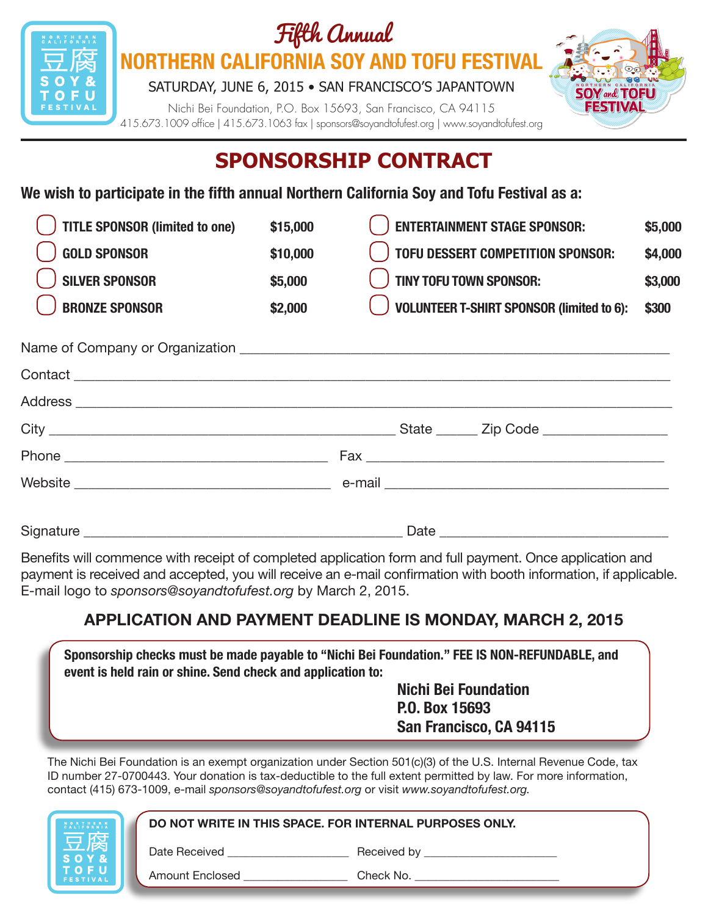# Fifth Annual

## NORTHERN CALIFORNIA SOY AND TOFU FESTIVAL

SATURDAY, JUNE 6, 2015 • SAN FRANCISCO'S JAPANTOWN

Nichi Bei Foundation, P.O. Box 15693, San Francisco, CA 94115
415.673.1009 office | 415.673.1063 fax | sponsors@soyandtofufest.org | www.soyandtofufest.org

## SPONSORSHIP CONTRACT

**We wish to participate in the fifth annual Northern California Soy and Tofu Festival as a:**

| | | | |
|---|---|---|---|
| ☐ **TITLE SPONSOR (limited to one)** | **$15,000** | ☐ **ENTERTAINMENT STAGE SPONSOR:** | **$5,000** |
| ☐ **GOLD SPONSOR** | **$10,000** | ☐ **TOFU DESSERT COMPETITION SPONSOR:** | **$4,000** |
| ☐ **SILVER SPONSOR** | **$5,000** | ☐ **TINY TOFU TOWN SPONSOR:** | **$3,000** |
| ☐ **BRONZE SPONSOR** | **$2,000** | ☐ **VOLUNTEER T-SHIRT SPONSOR (limited to 6):** | **$300** |

Name of Company or Organization ____________________________________________

Contact ____________________________________________

Address ____________________________________________

City ______________________________ State ______ Zip Code ________________

Phone ______________________________ Fax ______________________________

Website ______________________________ e-mail ______________________________

Signature ______________________________ Date ______________________________

Benefits will commence with receipt of completed application form and full payment. Once application and payment is received and accepted, you will receive an e-mail confirmation with booth information, if applicable. E-mail logo to *sponsors@soyandtofufest.org* by March 2, 2015.

### APPLICATION AND PAYMENT DEADLINE IS MONDAY, MARCH 2, 2015

**Sponsorship checks must be made payable to "Nichi Bei Foundation." FEE IS NON-REFUNDABLE, and event is held rain or shine. Send check and application to:**

**Nichi Bei Foundation**
**P.O. Box 15693**
**San Francisco, CA 94115**

The Nichi Bei Foundation is an exempt organization under Section 501(c)(3) of the U.S. Internal Revenue Code, tax ID number 27-0700443. Your donation is tax-deductible to the full extent permitted by law. For more information, contact (415) 673-1009, e-mail *sponsors@soyandtofufest.org* or visit *www.soyandtofufest.org.*

**DO NOT WRITE IN THIS SPACE. FOR INTERNAL PURPOSES ONLY.**

Date Received ________________ Received by ________________

Amount Enclosed ________________ Check No. ________________